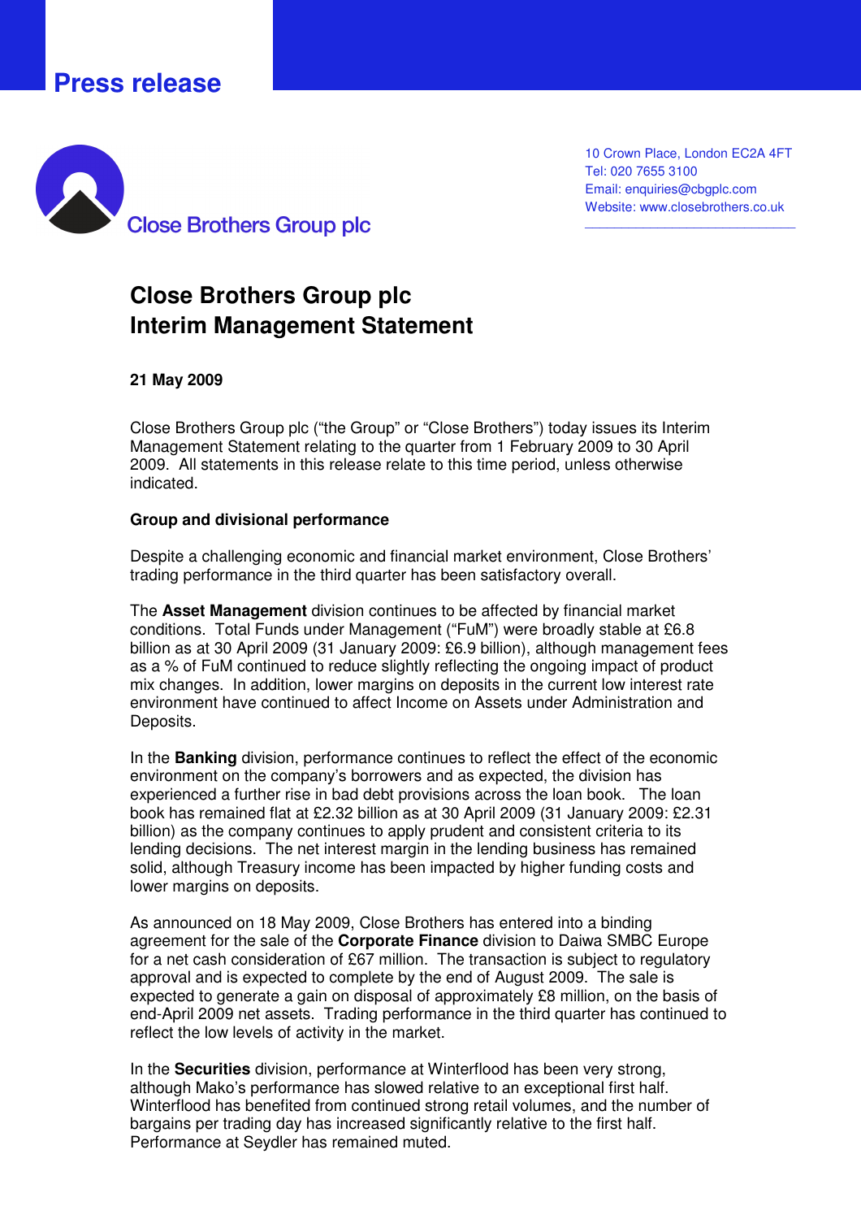Press release

Close Brothers Group plc

10 Crown Place, London EC2A 4FT
Tel: 020 7655 3100
Email: enquiries@cbgplc.com
Website: www.closebrothers.co.uk

# Close Brothers Group plc
# Interim Management Statement

**21 May 2009**

Close Brothers Group plc ("the Group" or "Close Brothers") today issues its Interim Management Statement relating to the quarter from 1 February 2009 to 30 April 2009. All statements in this release relate to this time period, unless otherwise indicated.

**Group and divisional performance**

Despite a challenging economic and financial market environment, Close Brothers' trading performance in the third quarter has been satisfactory overall.

The **Asset Management** division continues to be affected by financial market conditions. Total Funds under Management ("FuM") were broadly stable at £6.8 billion as at 30 April 2009 (31 January 2009: £6.9 billion), although management fees as a % of FuM continued to reduce slightly reflecting the ongoing impact of product mix changes. In addition, lower margins on deposits in the current low interest rate environment have continued to affect Income on Assets under Administration and Deposits.

In the **Banking** division, performance continues to reflect the effect of the economic environment on the company's borrowers and as expected, the division has experienced a further rise in bad debt provisions across the loan book. The loan book has remained flat at £2.32 billion as at 30 April 2009 (31 January 2009: £2.31 billion) as the company continues to apply prudent and consistent criteria to its lending decisions. The net interest margin in the lending business has remained solid, although Treasury income has been impacted by higher funding costs and lower margins on deposits.

As announced on 18 May 2009, Close Brothers has entered into a binding agreement for the sale of the **Corporate Finance** division to Daiwa SMBC Europe for a net cash consideration of £67 million. The transaction is subject to regulatory approval and is expected to complete by the end of August 2009. The sale is expected to generate a gain on disposal of approximately £8 million, on the basis of end-April 2009 net assets. Trading performance in the third quarter has continued to reflect the low levels of activity in the market.

In the **Securities** division, performance at Winterflood has been very strong, although Mako's performance has slowed relative to an exceptional first half. Winterflood has benefited from continued strong retail volumes, and the number of bargains per trading day has increased significantly relative to the first half. Performance at Seydler has remained muted.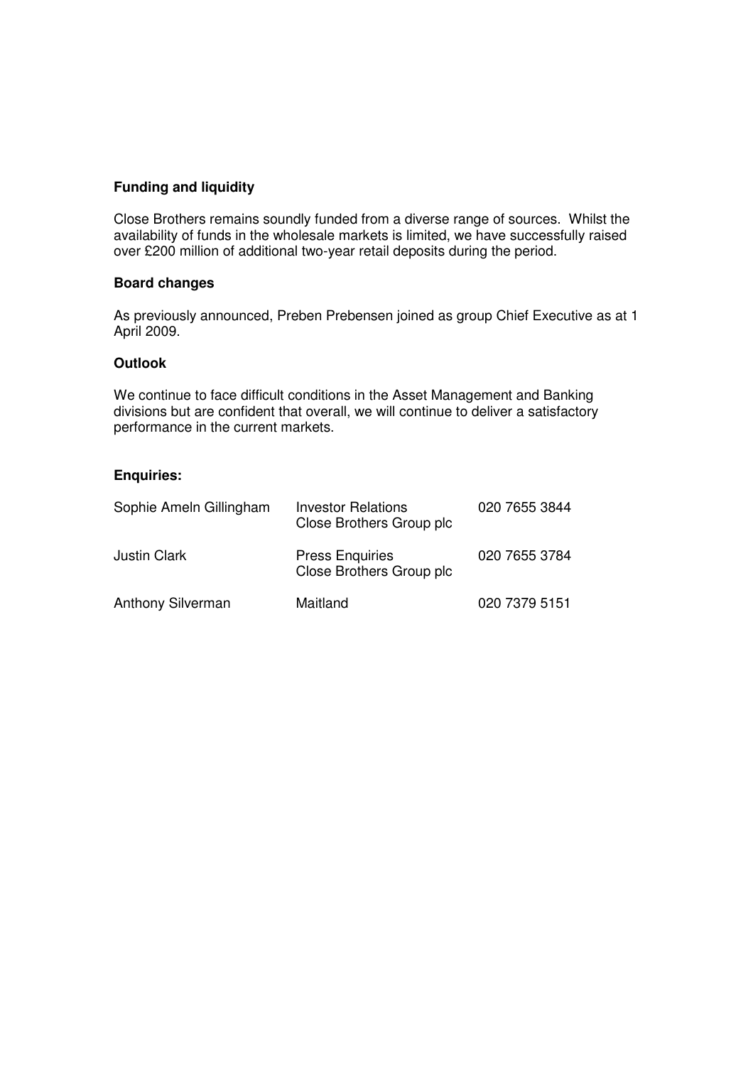**Funding and liquidity**

Close Brothers remains soundly funded from a diverse range of sources. Whilst the availability of funds in the wholesale markets is limited, we have successfully raised over £200 million of additional two-year retail deposits during the period.

**Board changes**

As previously announced, Preben Prebensen joined as group Chief Executive as at 1 April 2009.

**Outlook**

We continue to face difficult conditions in the Asset Management and Banking divisions but are confident that overall, we will continue to deliver a satisfactory performance in the current markets.

**Enquiries:**

| | | |
|---|---|---|
| Sophie Ameln Gillingham | Investor Relations<br>Close Brothers Group plc | 020 7655 3844 |
| Justin Clark | Press Enquiries<br>Close Brothers Group plc | 020 7655 3784 |
| Anthony Silverman | Maitland | 020 7379 5151 |